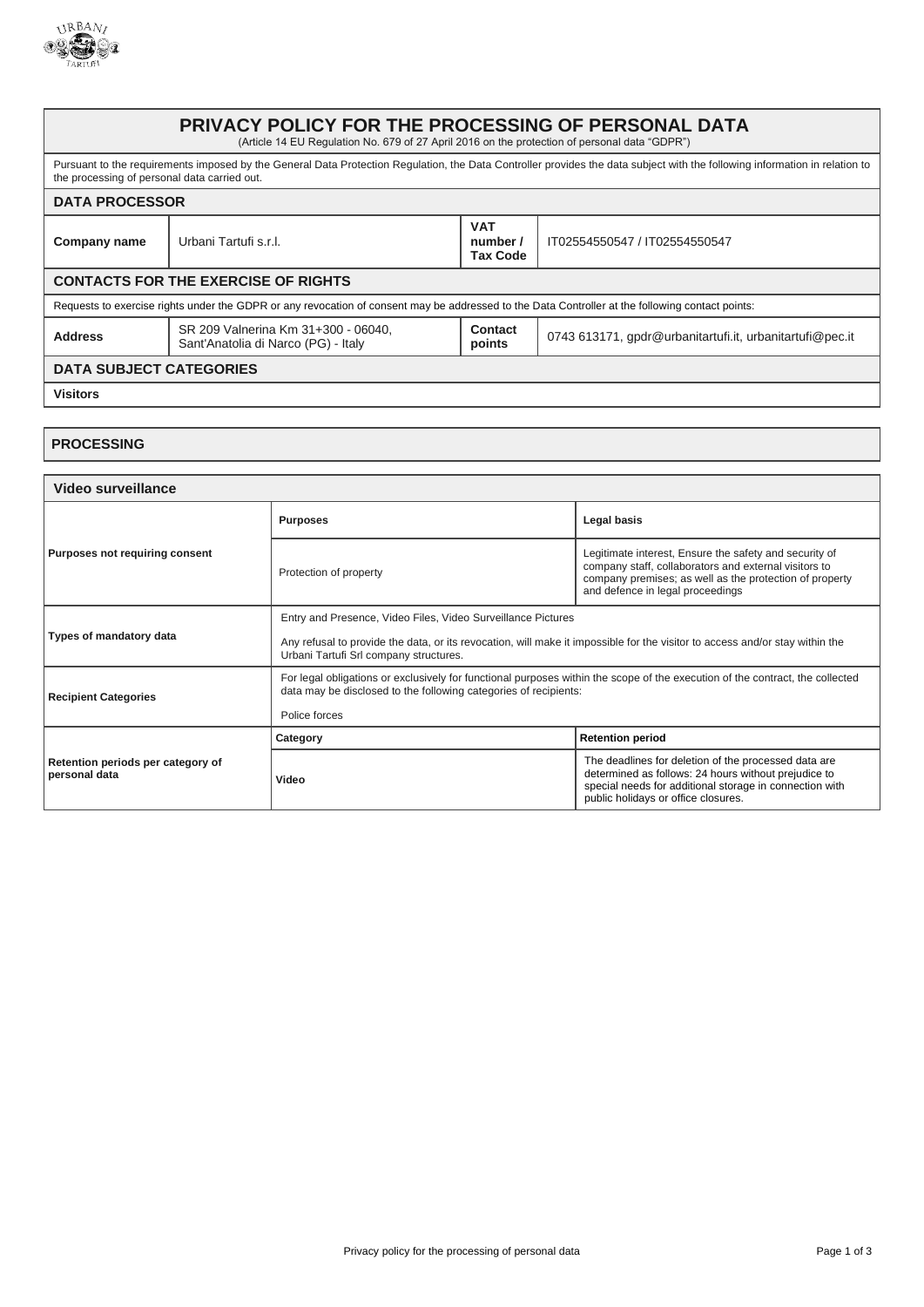# PRIVACY POLICY FOR THE PROCESSING OF PERSONAL DATA

(Article 14 EU Regulation No. 679 of 27 April 2016 on the protection of personal data "GDPR")

Pursuant to the requirements imposed by the General Data Protection Regulation, the Data Controller provides the data subject with the following information in relation to the processing of personal data carried out.

## DATA PROCESSOR

| | | | |
|---|---|---|---|
| **Company name** | Urbani Tartufi s.r.l. | **VAT number / Tax Code** | IT02554550547 / IT02554550547 |

## CONTACTS FOR THE EXERCISE OF RIGHTS

Requests to exercise rights under the GDPR or any revocation of consent may be addressed to the Data Controller at the following contact points:

| | | | |
|---|---|---|---|
| **Address** | SR 209 Valnerina Km 31+300 - 06040, Sant'Anatolia di Narco (PG) - Italy | **Contact points** | 0743 613171, gpdr@urbanitartufi.it, urbanitartufi@pec.it |

## DATA SUBJECT CATEGORIES

**Visitors**

## PROCESSING

### Video surveillance

| | | |
|---|---|---|
| **Purposes not requiring consent** | **Purposes** | **Legal basis** |
| | Protection of property | Legitimate interest, Ensure the safety and security of company staff, collaborators and external visitors to company premises; as well as the protection of property and defence in legal proceedings |
| **Types of mandatory data** | Entry and Presence, Video Files, Video Surveillance Pictures<br><br>Any refusal to provide the data, or its revocation, will make it impossible for the visitor to access and/or stay within the Urbani Tartufi Srl company structures. | |
| **Recipient Categories** | For legal obligations or exclusively for functional purposes within the scope of the execution of the contract, the collected data may be disclosed to the following categories of recipients:<br><br>Police forces | |
| **Retention periods per category of personal data** | **Category** | **Retention period** |
| | **Video** | The deadlines for deletion of the processed data are determined as follows: 24 hours without prejudice to special needs for additional storage in connection with public holidays or office closures. |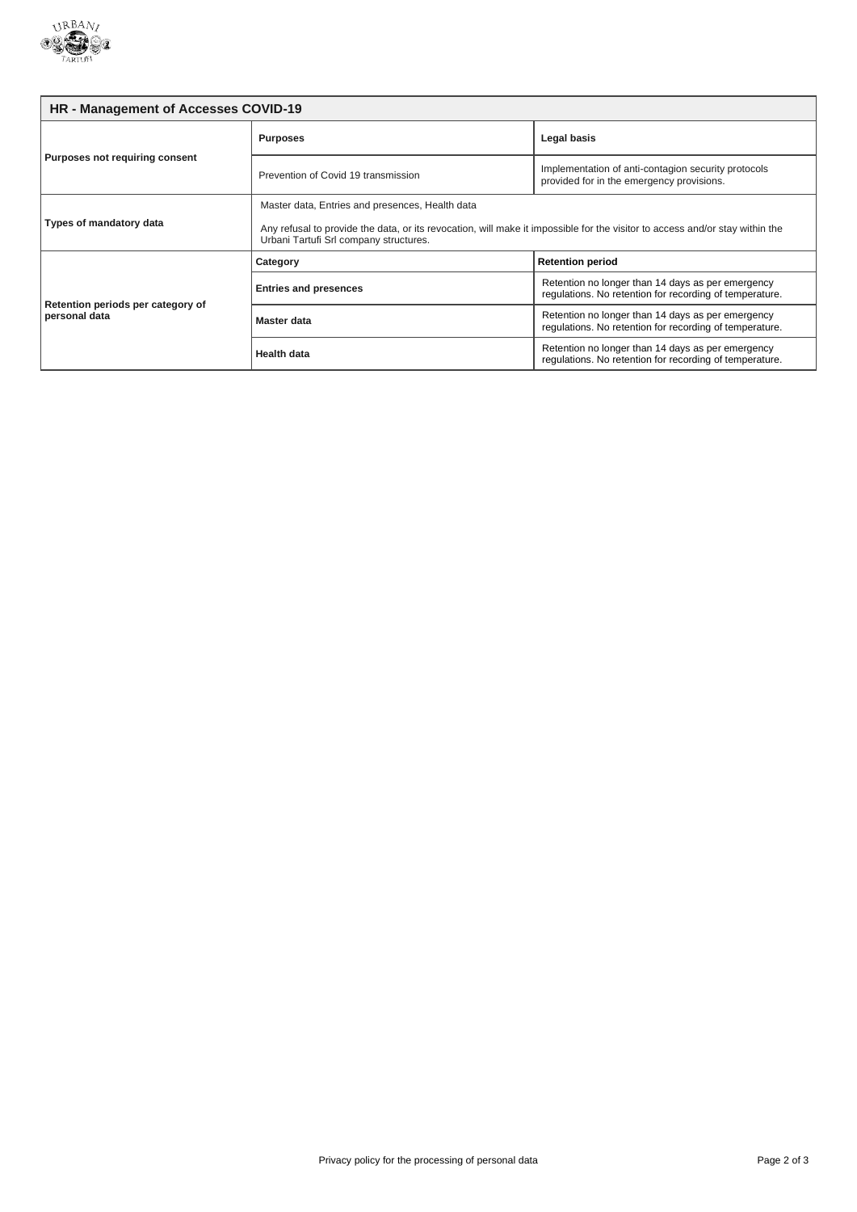## HR - Management of Accesses COVID-19

| | | |
|---|---|---|
| **Purposes not requiring consent** | **Purposes** | **Legal basis** |
| | Prevention of Covid 19 transmission | Implementation of anti-contagion security protocols provided for in the emergency provisions. |
| **Types of mandatory data** | Master data, Entries and presences, Health data<br><br>Any refusal to provide the data, or its revocation, will make it impossible for the visitor to access and/or stay within the Urbani Tartufi Srl company structures. | |
| **Retention periods per category of personal data** | **Category** | **Retention period** |
| | **Entries and presences** | Retention no longer than 14 days as per emergency regulations. No retention for recording of temperature. |
| | **Master data** | Retention no longer than 14 days as per emergency regulations. No retention for recording of temperature. |
| | **Health data** | Retention no longer than 14 days as per emergency regulations. No retention for recording of temperature. |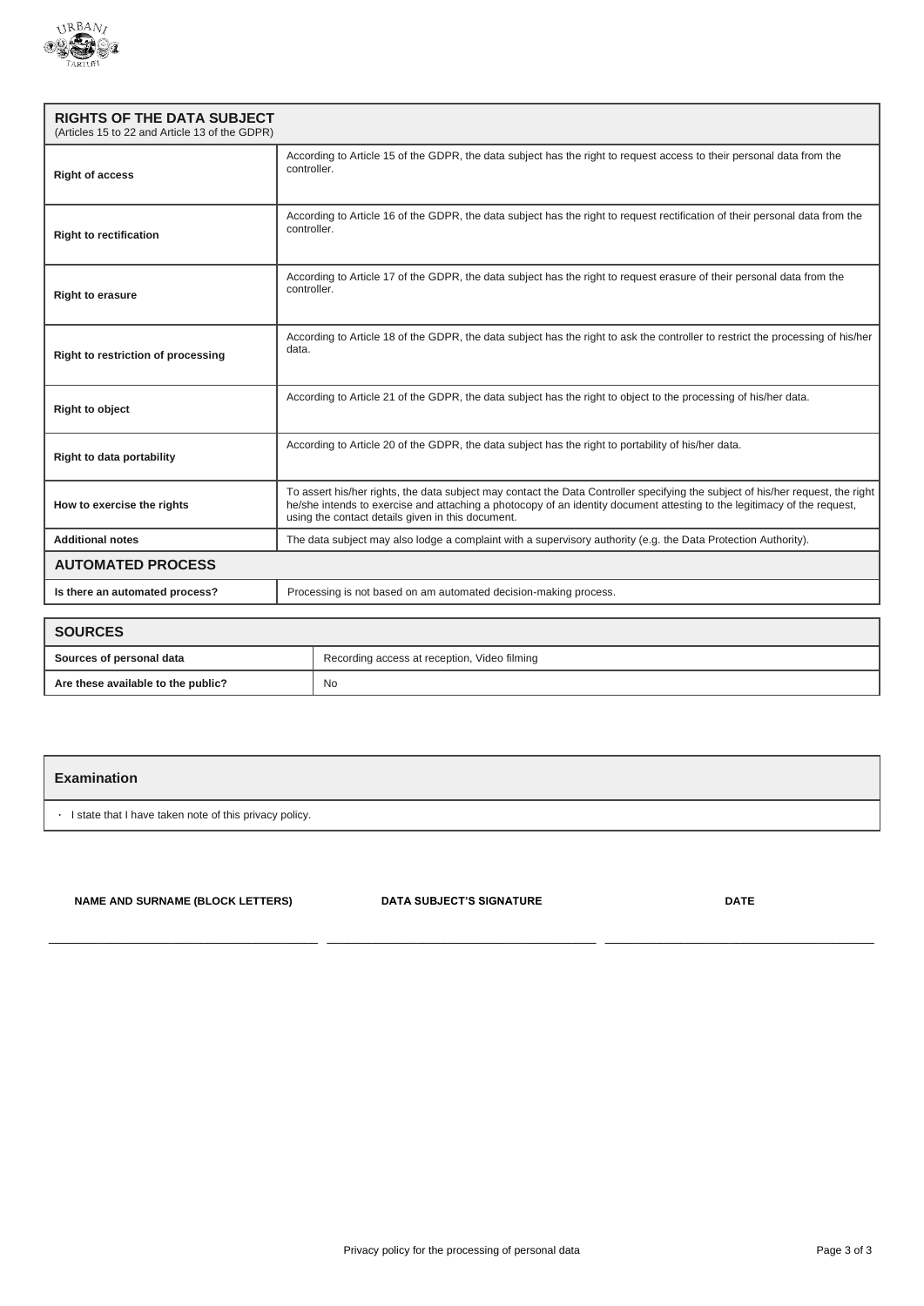| RIGHTS OF THE DATA SUBJECT (Articles 15 to 22 and Article 13 of the GDPR) | |
|---|---|
| **Right of access** | According to Article 15 of the GDPR, the data subject has the right to request access to their personal data from the controller. |
| **Right to rectification** | According to Article 16 of the GDPR, the data subject has the right to request rectification of their personal data from the controller. |
| **Right to erasure** | According to Article 17 of the GDPR, the data subject has the right to request erasure of their personal data from the controller. |
| **Right to restriction of processing** | According to Article 18 of the GDPR, the data subject has the right to ask the controller to restrict the processing of his/her data. |
| **Right to object** | According to Article 21 of the GDPR, the data subject has the right to object to the processing of his/her data. |
| **Right to data portability** | According to Article 20 of the GDPR, the data subject has the right to portability of his/her data. |
| **How to exercise the rights** | To assert his/her rights, the data subject may contact the Data Controller specifying the subject of his/her request, the right he/she intends to exercise and attaching a photocopy of an identity document attesting to the legitimacy of the request, using the contact details given in this document. |
| **Additional notes** | The data subject may also lodge a complaint with a supervisory authority (e.g. the Data Protection Authority). |
| **AUTOMATED PROCESS** | |
| **Is there an automated process?** | Processing is not based on am automated decision-making process. |

| SOURCES | |
|---|---|
| **Sources of personal data** | Recording access at reception, Video filming |
| **Are these available to the public?** | No |

## Examination

- I state that I have taken note of this privacy policy.

| NAME AND SURNAME (BLOCK LETTERS) | DATA SUBJECT'S SIGNATURE | DATE |
|---|---|---|
| | | |